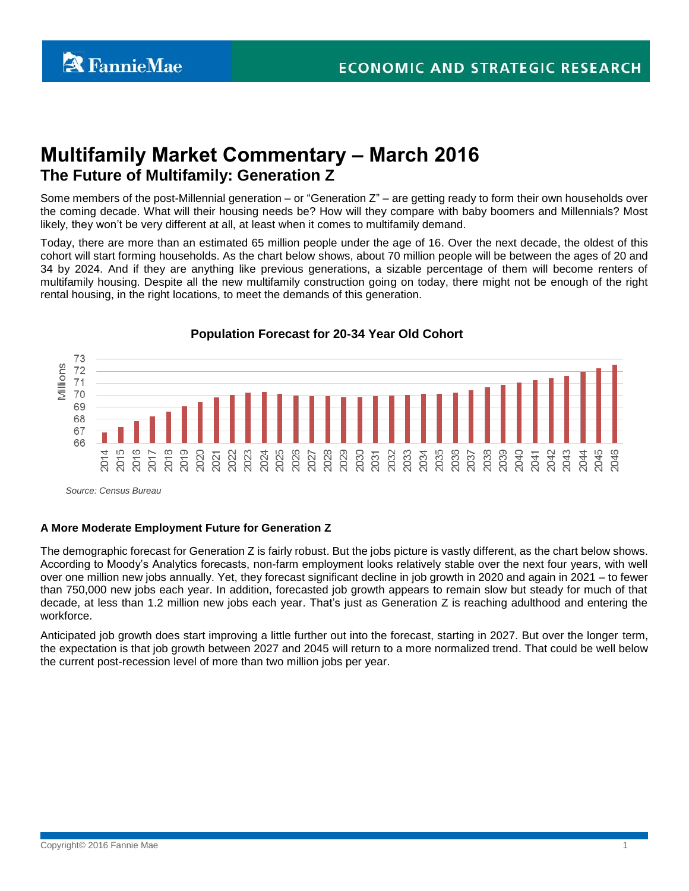FannieMae

ECONOMIC AND STRATEGIC RESEARCH

# Multifamily Market Commentary – March 2016

## The Future of Multifamily: Generation Z

Some members of the post-Millennial generation – or "Generation Z" – are getting ready to form their own households over the coming decade. What will their housing needs be? How will they compare with baby boomers and Millennials? Most likely, they won't be very different at all, at least when it comes to multifamily demand.

Today, there are more than an estimated 65 million people under the age of 16. Over the next decade, the oldest of this cohort will start forming households. As the chart below shows, about 70 million people will be between the ages of 20 and 34 by 2024. And if they are anything like previous generations, a sizable percentage of them will become renters of multifamily housing. Despite all the new multifamily construction going on today, there might not be enough of the right rental housing, in the right locations, to meet the demands of this generation.

**Population Forecast for 20-34 Year Old Cohort**

*Source: Census Bureau*

### A More Moderate Employment Future for Generation Z

The demographic forecast for Generation Z is fairly robust. But the jobs picture is vastly different, as the chart below shows. According to Moody's Analytics forecasts, non-farm employment looks relatively stable over the next four years, with well over one million new jobs annually. Yet, they forecast significant decline in job growth in 2020 and again in 2021 – to fewer than 750,000 new jobs each year. In addition, forecasted job growth appears to remain slow but steady for much of that decade, at less than 1.2 million new jobs each year. That's just as Generation Z is reaching adulthood and entering the workforce.

Anticipated job growth does start improving a little further out into the forecast, starting in 2027. But over the longer term, the expectation is that job growth between 2027 and 2045 will return to a more normalized trend. That could be well below the current post-recession level of more than two million jobs per year.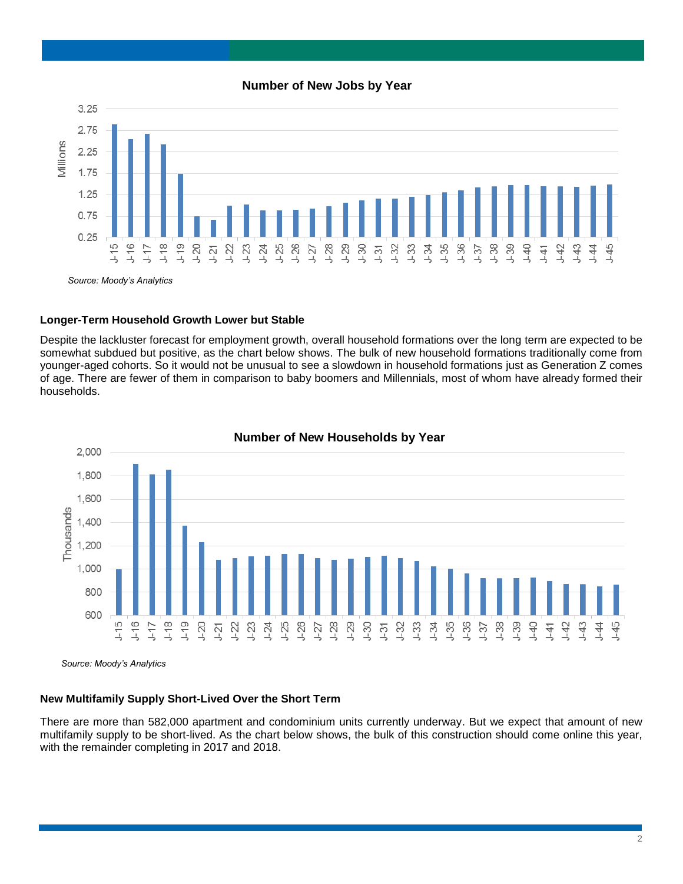**Number of New Jobs by Year**

*Source: Moody's Analytics*

**Longer-Term Household Growth Lower but Stable**

Despite the lackluster forecast for employment growth, overall household formations over the long term are expected to be somewhat subdued but positive, as the chart below shows. The bulk of new household formations traditionally come from younger-aged cohorts. So it would not be unusual to see a slowdown in household formations just as Generation Z comes of age. There are fewer of them in comparison to baby boomers and Millennials, most of whom have already formed their households.

**Number of New Households by Year**

*Source: Moody's Analytics*

**New Multifamily Supply Short-Lived Over the Short Term**

There are more than 582,000 apartment and condominium units currently underway. But we expect that amount of new multifamily supply to be short-lived. As the chart below shows, the bulk of this construction should come online this year, with the remainder completing in 2017 and 2018.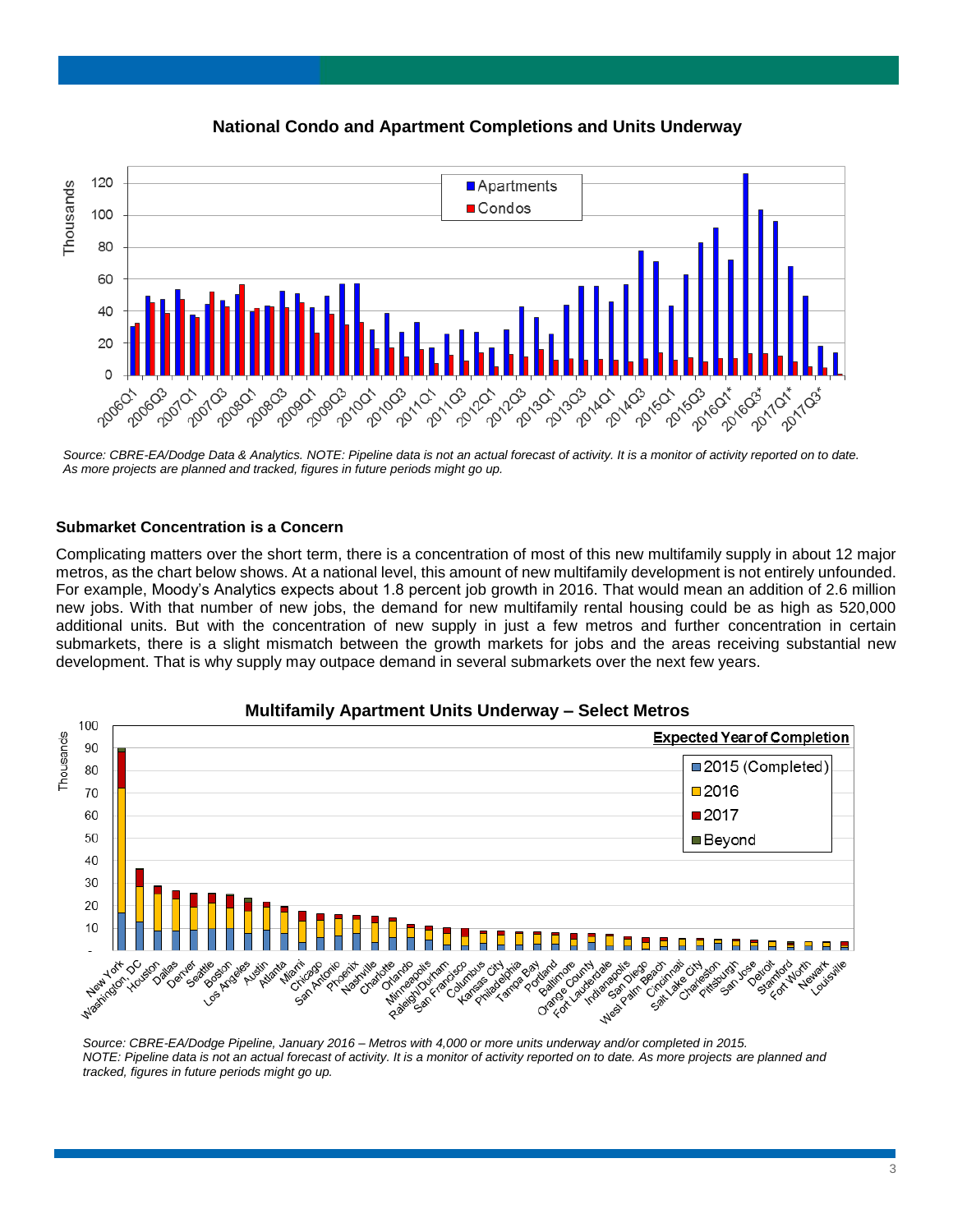**National Condo and Apartment Completions and Units Underway**

*Source: CBRE-EA/Dodge Data & Analytics. NOTE: Pipeline data is not an actual forecast of activity. It is a monitor of activity reported on to date. As more projects are planned and tracked, figures in future periods might go up.*

### Submarket Concentration is a Concern

Complicating matters over the short term, there is a concentration of most of this new multifamily supply in about 12 major metros, as the chart below shows. At a national level, this amount of new multifamily development is not entirely unfounded. For example, Moody's Analytics expects about 1.8 percent job growth in 2016. That would mean an addition of 2.6 million new jobs. With that number of new jobs, the demand for new multifamily rental housing could be as high as 520,000 additional units. But with the concentration of new supply in just a few metros and further concentration in certain submarkets, there is a slight mismatch between the growth markets for jobs and the areas receiving substantial new development. That is why supply may outpace demand in several submarkets over the next few years.

**Multifamily Apartment Units Underway – Select Metros**

*Source: CBRE-EA/Dodge Pipeline, January 2016 – Metros with 4,000 or more units underway and/or completed in 2015.*
*NOTE: Pipeline data is not an actual forecast of activity. It is a monitor of activity reported on to date. As more projects are planned and tracked, figures in future periods might go up.*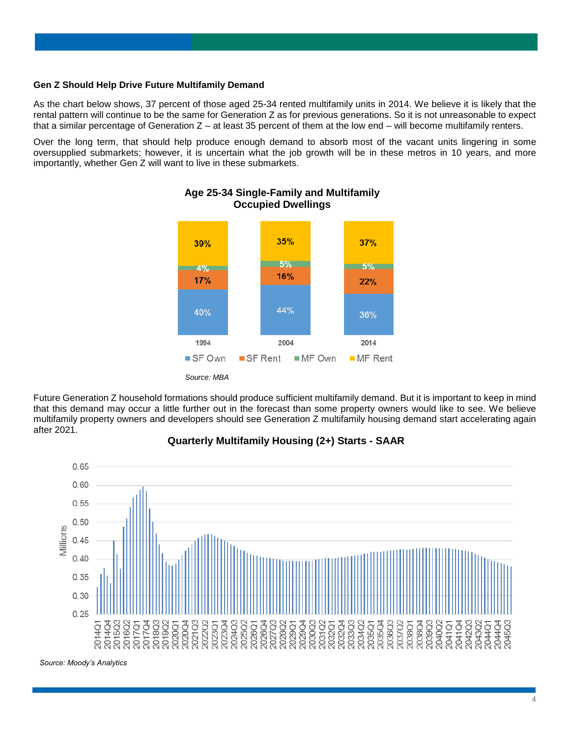### Gen Z Should Help Drive Future Multifamily Demand

As the chart below shows, 37 percent of those aged 25-34 rented multifamily units in 2014. We believe it is likely that the rental pattern will continue to be the same for Generation Z as for previous generations. So it is not unreasonable to expect that a similar percentage of Generation Z – at least 35 percent of them at the low end – will become multifamily renters.

Over the long term, that should help produce enough demand to absorb most of the vacant units lingering in some oversupplied submarkets; however, it is uncertain what the job growth will be in these metros in 10 years, and more importantly, whether Gen Z will want to live in these submarkets.

**Age 25-34 Single-Family and Multifamily Occupied Dwellings**

| | 1994 | 2004 | 2014 |
|---|---|---|---|
| SF Own | 40% | 44% | 36% |
| SF Rent | 17% | 16% | 22% |
| MF Own | 4% | 5% | 5% |
| MF Rent | 39% | 35% | 37% |

*Source: MBA*

Future Generation Z household formations should produce sufficient multifamily demand. But it is important to keep in mind that this demand may occur a little further out in the forecast than some property owners would like to see. We believe multifamily property owners and developers should see Generation Z multifamily housing demand start accelerating again after 2021.

**Quarterly Multifamily Housing (2+) Starts - SAAR**

*Source: Moody's Analytics*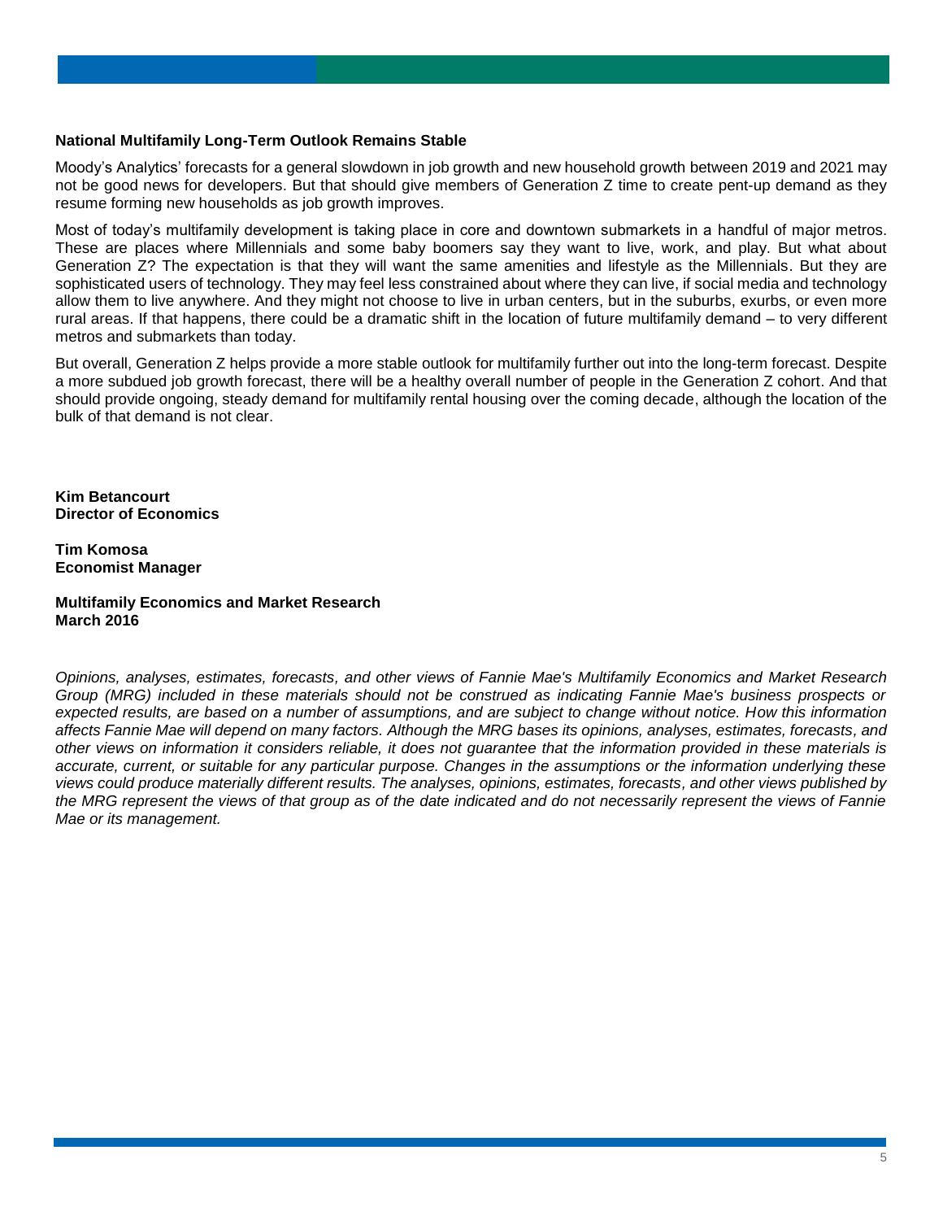### National Multifamily Long-Term Outlook Remains Stable

Moody's Analytics' forecasts for a general slowdown in job growth and new household growth between 2019 and 2021 may not be good news for developers. But that should give members of Generation Z time to create pent-up demand as they resume forming new households as job growth improves.

Most of today's multifamily development is taking place in core and downtown submarkets in a handful of major metros. These are places where Millennials and some baby boomers say they want to live, work, and play. But what about Generation Z? The expectation is that they will want the same amenities and lifestyle as the Millennials. But they are sophisticated users of technology. They may feel less constrained about where they can live, if social media and technology allow them to live anywhere. And they might not choose to live in urban centers, but in the suburbs, exurbs, or even more rural areas. If that happens, there could be a dramatic shift in the location of future multifamily demand – to very different metros and submarkets than today.

But overall, Generation Z helps provide a more stable outlook for multifamily further out into the long-term forecast. Despite a more subdued job growth forecast, there will be a healthy overall number of people in the Generation Z cohort. And that should provide ongoing, steady demand for multifamily rental housing over the coming decade, although the location of the bulk of that demand is not clear.

**Kim Betancourt**
**Director of Economics**

**Tim Komosa**
**Economist Manager**

**Multifamily Economics and Market Research**
**March 2016**

*Opinions, analyses, estimates, forecasts, and other views of Fannie Mae's Multifamily Economics and Market Research Group (MRG) included in these materials should not be construed as indicating Fannie Mae's business prospects or expected results, are based on a number of assumptions, and are subject to change without notice. How this information affects Fannie Mae will depend on many factors. Although the MRG bases its opinions, analyses, estimates, forecasts, and other views on information it considers reliable, it does not guarantee that the information provided in these materials is accurate, current, or suitable for any particular purpose. Changes in the assumptions or the information underlying these views could produce materially different results. The analyses, opinions, estimates, forecasts, and other views published by the MRG represent the views of that group as of the date indicated and do not necessarily represent the views of Fannie Mae or its management.*